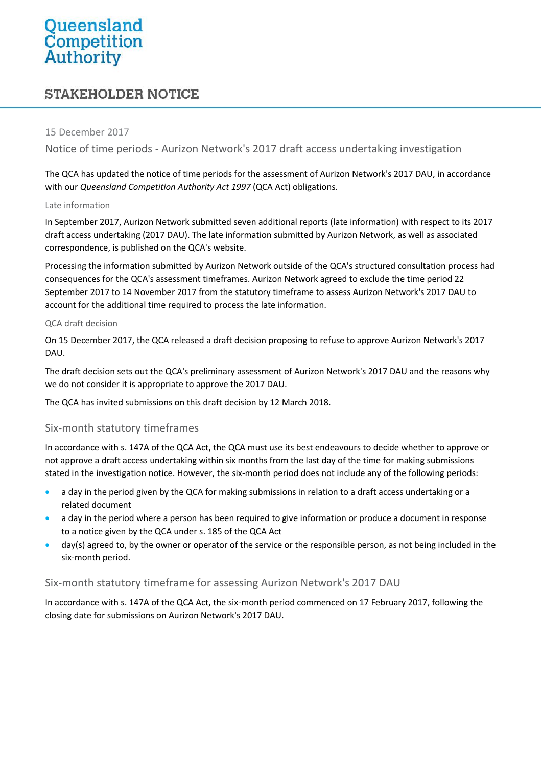Queensland Competition Authority

# STAKEHOLDER NOTICE

15 December 2017

## Notice of time periods - Aurizon Network's 2017 draft access undertaking investigation

The QCA has updated the notice of time periods for the assessment of Aurizon Network's 2017 DAU, in accordance with our *Queensland Competition Authority Act 1997* (QCA Act) obligations.

### Late information

In September 2017, Aurizon Network submitted seven additional reports (late information) with respect to its 2017 draft access undertaking (2017 DAU). The late information submitted by Aurizon Network, as well as associated correspondence, is published on the QCA's website.

Processing the information submitted by Aurizon Network outside of the QCA's structured consultation process had consequences for the QCA's assessment timeframes. Aurizon Network agreed to exclude the time period 22 September 2017 to 14 November 2017 from the statutory timeframe to assess Aurizon Network's 2017 DAU to account for the additional time required to process the late information.

### QCA draft decision

On 15 December 2017, the QCA released a draft decision proposing to refuse to approve Aurizon Network's 2017 DAU.

The draft decision sets out the QCA's preliminary assessment of Aurizon Network's 2017 DAU and the reasons why we do not consider it is appropriate to approve the 2017 DAU.

The QCA has invited submissions on this draft decision by 12 March 2018.

## Six-month statutory timeframes

In accordance with s. 147A of the QCA Act, the QCA must use its best endeavours to decide whether to approve or not approve a draft access undertaking within six months from the last day of the time for making submissions stated in the investigation notice. However, the six-month period does not include any of the following periods:

- a day in the period given by the QCA for making submissions in relation to a draft access undertaking or a related document
- a day in the period where a person has been required to give information or produce a document in response to a notice given by the QCA under s. 185 of the QCA Act
- day(s) agreed to, by the owner or operator of the service or the responsible person, as not being included in the six-month period.

## Six-month statutory timeframe for assessing Aurizon Network's 2017 DAU

In accordance with s. 147A of the QCA Act, the six-month period commenced on 17 February 2017, following the closing date for submissions on Aurizon Network's 2017 DAU.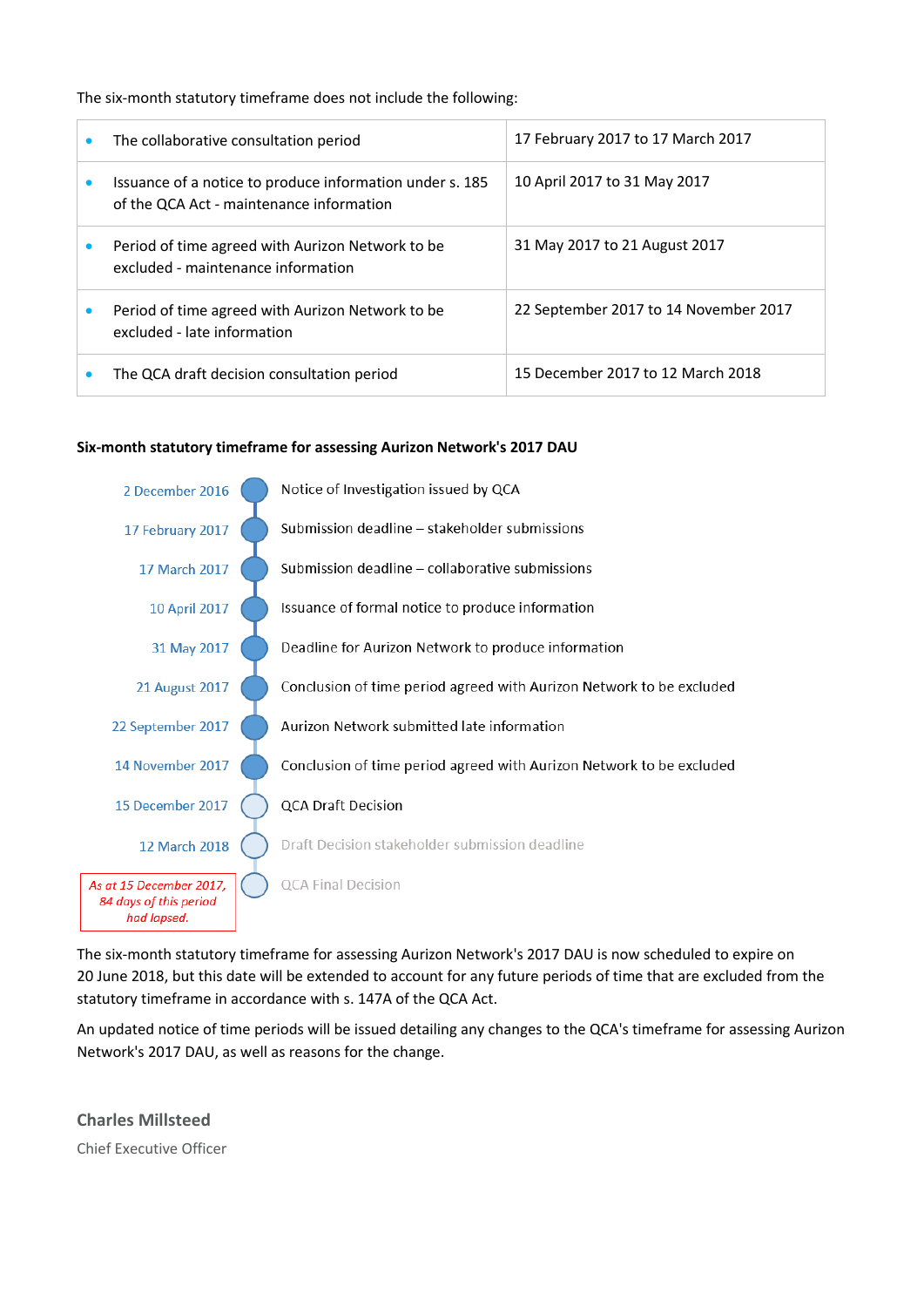The six-month statutory timeframe does not include the following:

| | |
|---|---|
| • The collaborative consultation period | 17 February 2017 to 17 March 2017 |
| • Issuance of a notice to produce information under s. 185 of the QCA Act - maintenance information | 10 April 2017 to 31 May 2017 |
| • Period of time agreed with Aurizon Network to be excluded - maintenance information | 31 May 2017 to 21 August 2017 |
| • Period of time agreed with Aurizon Network to be excluded - late information | 22 September 2017 to 14 November 2017 |
| • The QCA draft decision consultation period | 15 December 2017 to 12 March 2018 |

**Six-month statutory timeframe for assessing Aurizon Network's 2017 DAU**

2 December 2016 — Notice of Investigation issued by QCA

17 February 2017 — Submission deadline – stakeholder submissions

17 March 2017 — Submission deadline – collaborative submissions

10 April 2017 — Issuance of formal notice to produce information

31 May 2017 — Deadline for Aurizon Network to produce information

21 August 2017 — Conclusion of time period agreed with Aurizon Network to be excluded

22 September 2017 — Aurizon Network submitted late information

14 November 2017 — Conclusion of time period agreed with Aurizon Network to be excluded

15 December 2017 — QCA Draft Decision

12 March 2018 — Draft Decision stakeholder submission deadline

QCA Final Decision

*As at 15 December 2017, 84 days of this period had lapsed.*

The six-month statutory timeframe for assessing Aurizon Network's 2017 DAU is now scheduled to expire on 20 June 2018, but this date will be extended to account for any future periods of time that are excluded from the statutory timeframe in accordance with s. 147A of the QCA Act.

An updated notice of time periods will be issued detailing any changes to the QCA's timeframe for assessing Aurizon Network's 2017 DAU, as well as reasons for the change.

**Charles Millsteed**

Chief Executive Officer